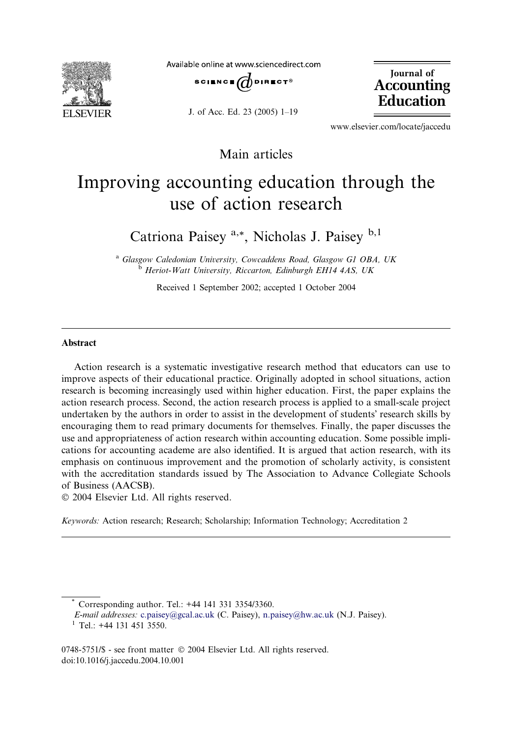Main articles

# Improving accounting education through the use of action research

Catriona Paisey [a,*], Nicholas J. Paisey [b,1]

[a] *Glasgow Caledonian University, Cowcaddens Road, Glasgow G1 OBA, UK*
[b] *Heriot-Watt University, Riccarton, Edinburgh EH14 4AS, UK*

Received 1 September 2002; accepted 1 October 2004

## Abstract

Action research is a systematic investigative research method that educators can use to improve aspects of their educational practice. Originally adopted in school situations, action research is becoming increasingly used within higher education. First, the paper explains the action research process. Second, the action research process is applied to a small-scale project undertaken by the authors in order to assist in the development of students' research skills by encouraging them to read primary documents for themselves. Finally, the paper discusses the use and appropriateness of action research within accounting education. Some possible implications for accounting academe are also identified. It is argued that action research, with its emphasis on continuous improvement and the promotion of scholarly activity, is consistent with the accreditation standards issued by The Association to Advance Collegiate Schools of Business (AACSB).

© 2004 Elsevier Ltd. All rights reserved.

*Keywords:* Action research; Research; Scholarship; Information Technology; Accreditation 2

---

\* Corresponding author. Tel.: +44 141 331 3354/3360.
*E-mail addresses:* c.paisey@gcal.ac.uk (C. Paisey), n.paisey@hw.ac.uk (N.J. Paisey).
[1] Tel.: +44 131 451 3550.

0748-5751/$ - see front matter © 2004 Elsevier Ltd. All rights reserved.
doi:10.1016/j.jaccedu.2004.10.001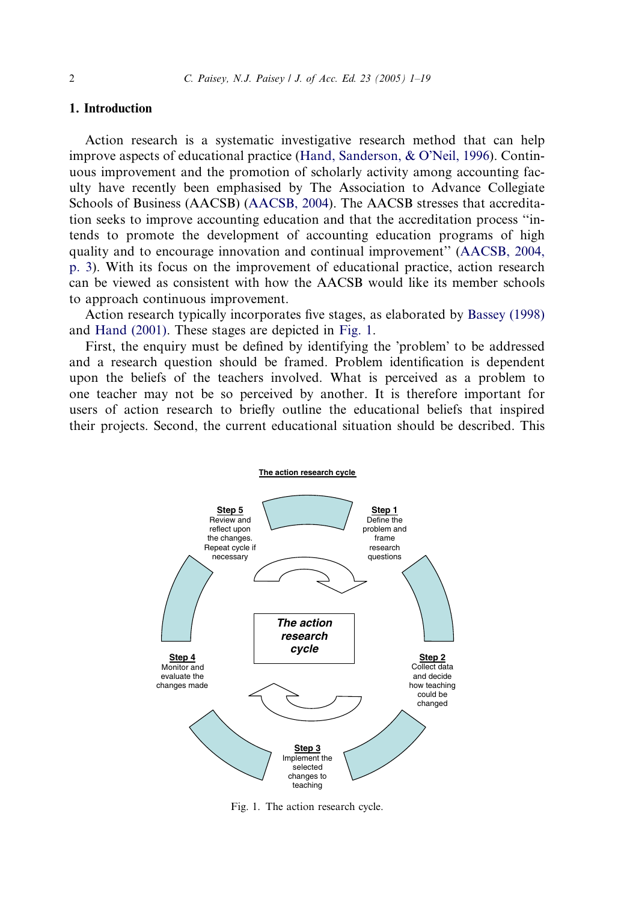## 1. Introduction

Action research is a systematic investigative research method that can help improve aspects of educational practice (Hand, Sanderson, & O'Neil, 1996). Continuous improvement and the promotion of scholarly activity among accounting faculty have recently been emphasised by The Association to Advance Collegiate Schools of Business (AACSB) (AACSB, 2004). The AACSB stresses that accreditation seeks to improve accounting education and that the accreditation process "intends to promote the development of accounting education programs of high quality and to encourage innovation and continual improvement" (AACSB, 2004, p. 3). With its focus on the improvement of educational practice, action research can be viewed as consistent with how the AACSB would like its member schools to approach continuous improvement.

Action research typically incorporates five stages, as elaborated by Bassey (1998) and Hand (2001). These stages are depicted in Fig. 1.

First, the enquiry must be defined by identifying the 'problem' to be addressed and a research question should be framed. Problem identification is dependent upon the beliefs of the teachers involved. What is perceived as a problem to one teacher may not be so perceived by another. It is therefore important for users of action research to briefly outline the educational beliefs that inspired their projects. Second, the current educational situation should be described. This

**The action research cycle**

- **Step 1** Define the problem and frame research questions
- **Step 2** Collect data and decide how teaching could be changed
- **Step 3** Implement the selected changes to teaching
- **Step 4** Monitor and evaluate the changes made
- **Step 5** Review and reflect upon the changes. Repeat cycle if necessary

*The action research cycle*

Fig. 1. The action research cycle.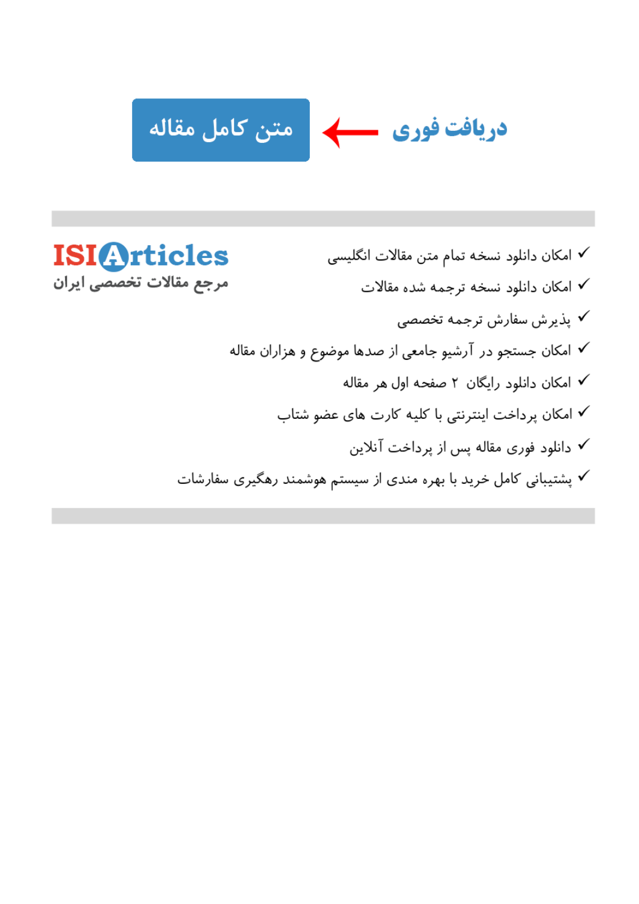دریافت فوری ← **متن کامل مقاله**

**ISIArticles**

مرجع مقالات تخصصی ایران

- ✓ امکان دانلود نسخه تمام متن مقالات انگلیسی
- ✓ امکان دانلود نسخه ترجمه شده مقالات
- ✓ پذیرش سفارش ترجمه تخصصی
- ✓ امکان جستجو در آرشیو جامعی از صدها موضوع و هزاران مقاله
- ✓ امکان دانلود رایگان ۲ صفحه اول هر مقاله
- ✓ امکان پرداخت اینترنتی با کلیه کارت های عضو شتاب
- ✓ دانلود فوری مقاله پس از پرداخت آنلاین
- ✓ پشتیبانی کامل خرید با بهره مندی از سیستم هوشمند رهگیری سفارشات